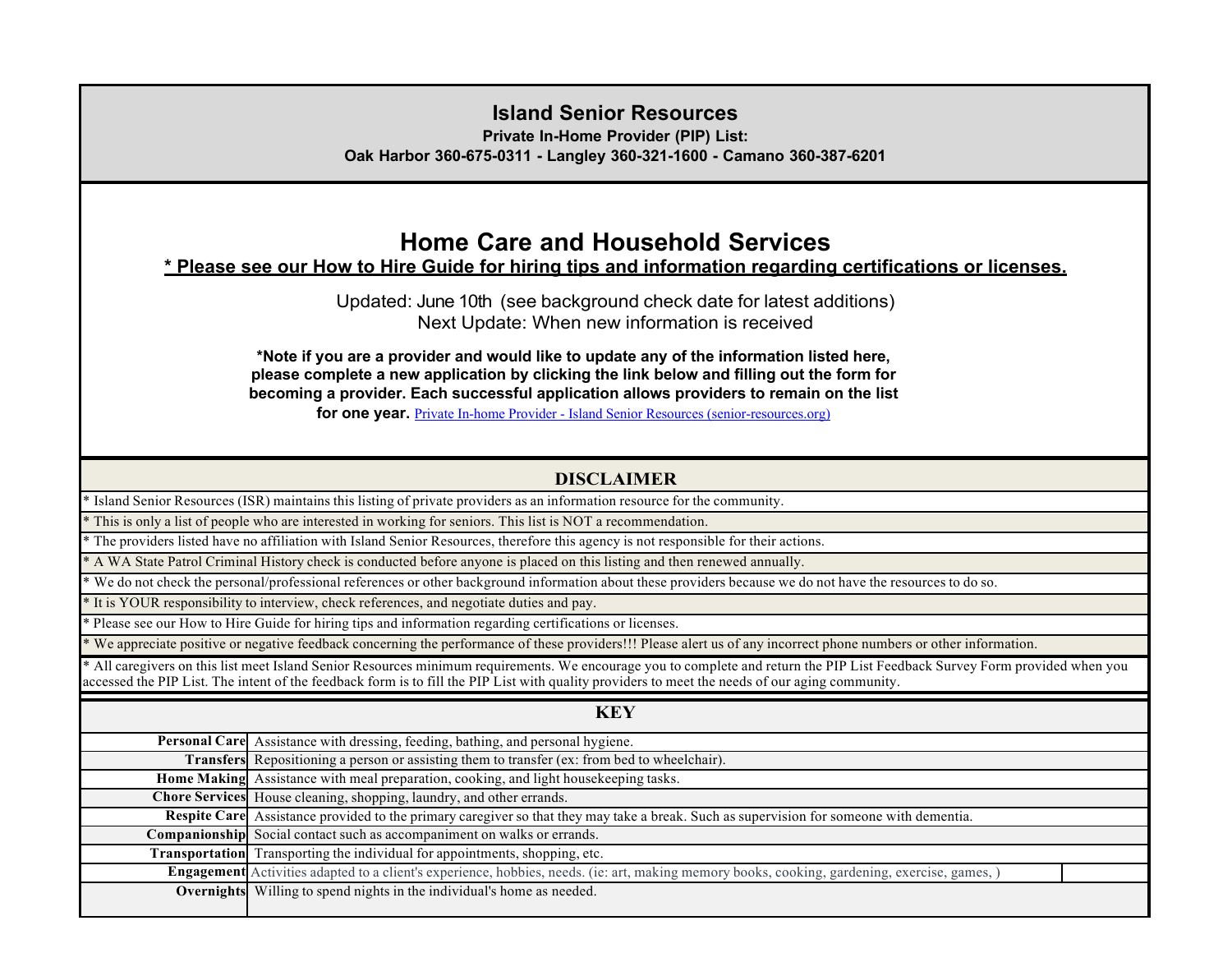# Island Senior Resources

**Private In-Home Provider (PIP) List:**

**Oak Harbor 360-675-0311 - Langley 360-321-1600 - Camano 360-387-6201**

## Home Care and Household Services

**<u>* Please see our How to Hire Guide for hiring tips and information regarding certifications or licenses.</u>**

Updated: June 10th (see background check date for latest additions)
Next Update: When new information is received

***Note if you are a provider and would like to update any of the information listed here, please complete a new application by clicking the link below and filling out the form for becoming a provider. Each successful application allows providers to remain on the list for one year.** [Private In-home Provider - Island Senior Resources (senior-resources.org)](senior-resources.org)

## DISCLAIMER

* Island Senior Resources (ISR) maintains this listing of private providers as an information resource for the community.
* This is only a list of people who are interested in working for seniors. This list is NOT a recommendation.
* The providers listed have no affiliation with Island Senior Resources, therefore this agency is not responsible for their actions.
* A WA State Patrol Criminal History check is conducted before anyone is placed on this listing and then renewed annually.
* We do not check the personal/professional references or other background information about these providers because we do not have the resources to do so.
* It is YOUR responsibility to interview, check references, and negotiate duties and pay.
* Please see our How to Hire Guide for hiring tips and information regarding certifications or licenses.
* We appreciate positive or negative feedback concerning the performance of these providers!!! Please alert us of any incorrect phone numbers or other information.
* All caregivers on this list meet Island Senior Resources minimum requirements. We encourage you to complete and return the PIP List Feedback Survey Form provided when you accessed the PIP List. The intent of the feedback form is to fill the PIP List with quality providers to meet the needs of our aging community.

## KEY

| | |
|---|---|
| **Personal Care** | Assistance with dressing, feeding, bathing, and personal hygiene. |
| **Transfers** | Repositioning a person or assisting them to transfer (ex: from bed to wheelchair). |
| **Home Making** | Assistance with meal preparation, cooking, and light housekeeping tasks. |
| **Chore Services** | House cleaning, shopping, laundry, and other errands. |
| **Respite Care** | Assistance provided to the primary caregiver so that they may take a break. Such as supervision for someone with dementia. |
| **Companionship** | Social contact such as accompaniment on walks or errands. |
| **Transportation** | Transporting the individual for appointments, shopping, etc. |
| **Engagement** | Activities adapted to a client's experience, hobbies, needs. (ie: art, making memory books, cooking, gardening, exercise, games, ) |
| **Overnights** | Willing to spend nights in the individual's home as needed. |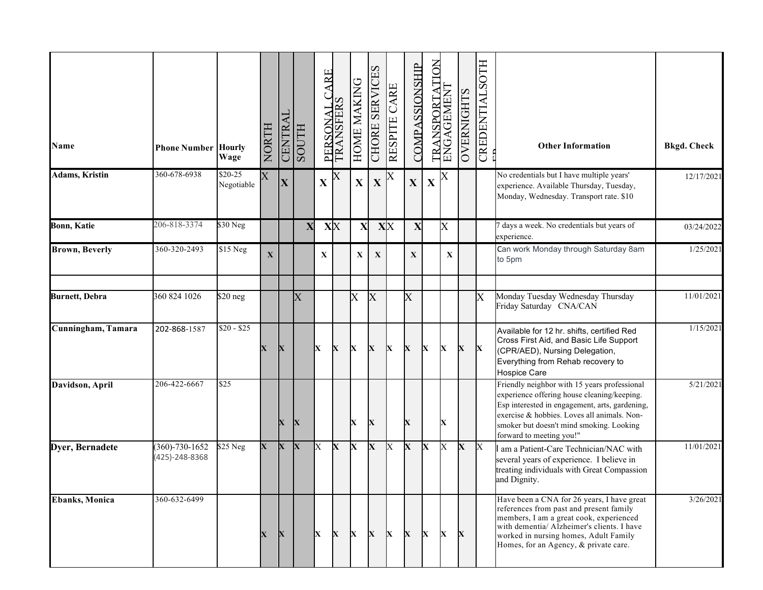| Name | Phone Number | Hourly Wage | NORTH | CENTRAL | SOUTH | PERSONAL CARE | TRANSFERS | HOME MAKING | CHORE SERVICES | RESPITE CARE | COMPASSIONSHIP | TRANSPORTATION | ENGAGEMENT | OVERNIGHTS | CREDENTIALSOTHER | Other Information | Bkgd. Check |
|---|---|---|---|---|---|---|---|---|---|---|---|---|---|---|---|---|---|
| **Adams, Kristin** | 360-678-6938 | $20-25 Negotiable | X | X | | X | X | X | X | X | X | X | X | | | No credentials but I have multiple years' experience. Available Thursday, Tuesday, Monday, Wednesday. Transport rate. $10 | 12/17/2021 |
| **Bonn, Katie** | 206-818-3374 | $30 Neg | | | X | X | X | X | X | X | X | | X | | | 7 days a week. No credentials but years of experience. | 03/24/2022 |
| **Brown, Beverly** | 360-320-2493 | $15 Neg | X | | | X | | X | X | | X | | X | | | Can work Monday through Saturday 8am to 5pm | 1/25/2021 |
| | | | | | | | | | | | | | | | | | |
| **Burnett, Debra** | 360 824 1026 | $20 neg | | | X | | | X | X | | X | | | | X | Monday Tuesday Wednesday Thursday Friday Saturday CNA/CAN | 11/01/2021 |
| **Cunningham, Tamara** | 202-868-1587 | $20 - $25 | X | X | | X | X | X | X | X | X | X | X | X | X | Available for 12 hr. shifts, certified Red Cross First Aid, and Basic Life Support (CPR/AED), Nursing Delegation, Everything from Rehab recovery to Hospice Care | 1/15/2021 |
| **Davidson, April** | 206-422-6667 | $25 | | X | X | | | X | X | | X | | X | | | Friendly neighbor with 15 years professional experience offering house cleaning/keeping. Esp interested in engagement, arts, gardening, exercise & hobbies. Loves all animals. Non-smoker but doesn't mind smoking. Looking forward to meeting you!" | 5/21/2021 |
| **Dyer, Bernadete** | (360)-730-1652 (425)-248-8368 | $25 Neg | X | X | X | X | X | X | X | X | X | X | X | X | X | I am a Patient-Care Technician/NAC with several years of experience. I believe in treating individuals with Great Compassion and Dignity. | 11/01/2021 |
| **Ebanks, Monica** | 360-632-6499 | | X | X | | X | X | X | X | X | X | X | X | X | | Have been a CNA for 26 years, I have great references from past and present family members, I am a great cook, experienced with dementia/ Alzheimer's clients. I have worked in nursing homes, Adult Family Homes, for an Agency, & private care. | 3/26/2021 |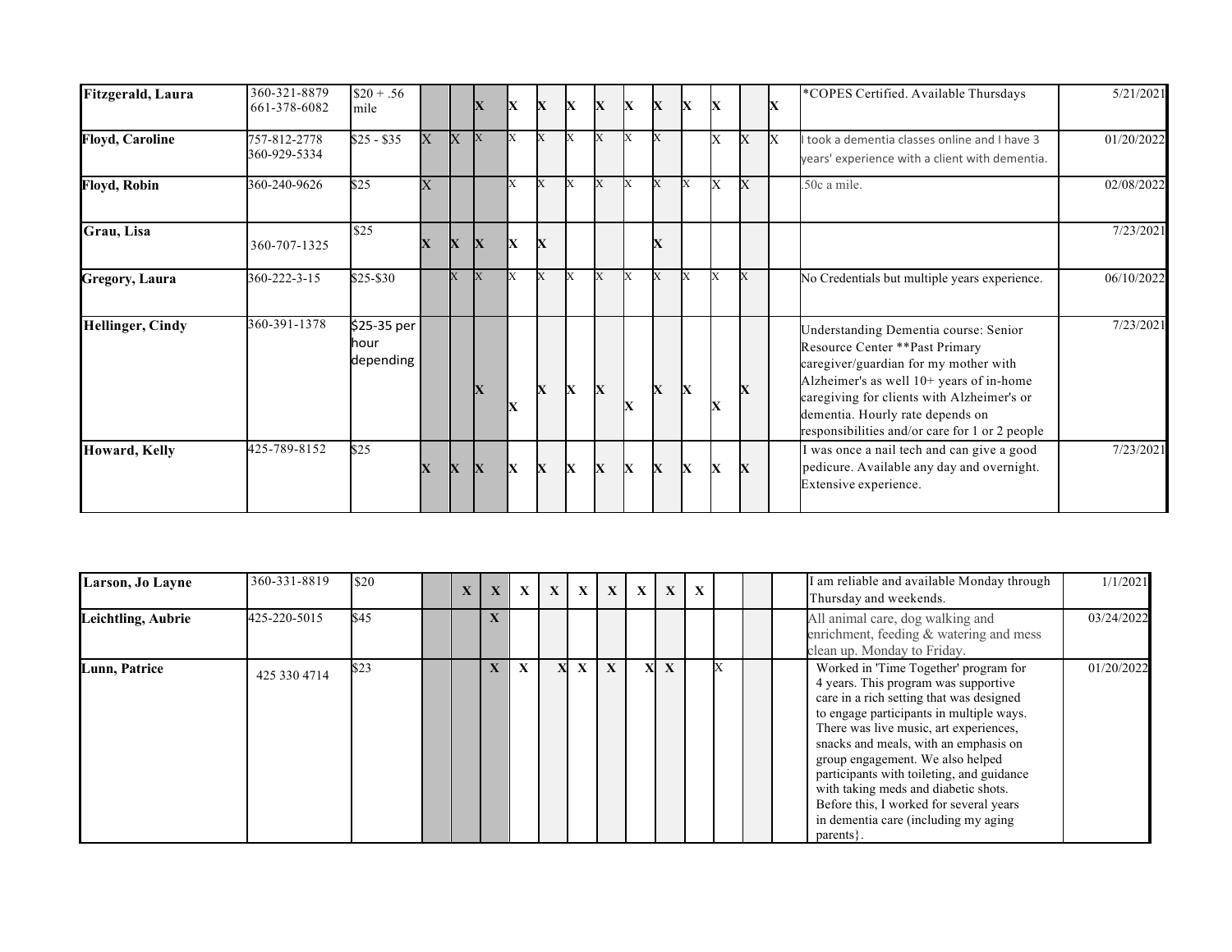| | | | | | | | | | | | | | | | | | |
|---|---|---|---|---|---|---|---|---|---|---|---|---|---|---|---|---|---|
| **Fitzgerald, Laura** | 360-321-8879<br>661-378-6082 | $20 + .56 mile | | | X | X | X | X | X | X | X | X | X | | X | *COPES Certified. Available Thursdays | 5/21/2021 |
| **Floyd, Caroline** | 757-812-2778<br>360-929-5334 | $25 - $35 | X | X | X | X | X | X | X | X | X | | X | X | X | I took a dementia classes online and I have 3 years' experience with a client with dementia. | 01/20/2022 |
| **Floyd, Robin** | 360-240-9626 | $25 | X | | | X | X | X | X | X | X | X | X | X | | .50c a mile. | 02/08/2022 |
| **Grau, Lisa** | 360-707-1325 | $25 | X | X | X | X | X | | | | X | | | | | | 7/23/2021 |
| **Gregory, Laura** | 360-222-3-15 | $25-$30 | | X | X | X | X | X | X | X | X | X | X | X | | No Credentials but multiple years experience. | 06/10/2022 |
| **Hellinger, Cindy** | 360-391-1378 | $25-35 per hour depending | | | X | X | X | X | X | X | X | X | X | X | | Understanding Dementia course: Senior Resource Center **Past Primary caregiver/guardian for my mother with Alzheimer's as well 10+ years of in-home caregiving for clients with Alzheimer's or dementia. Hourly rate depends on responsibilities and/or care for 1 or 2 people | 7/23/2021 |
| **Howard, Kelly** | 425-789-8152 | $25 | X | X | X | X | X | X | X | X | X | X | X | X | | I was once a nail tech and can give a good pedicure. Available any day and overnight. Extensive experience. | 7/23/2021 |
| **Larson, Jo Layne** | 360-331-8819 | $20 | | X | X | X | X | X | X | X | X | X | | | | I am reliable and available Monday through Thursday and weekends. | 1/1/2021 |
| **Leichtling, Aubrie** | 425-220-5015 | $45 | | | X | | | | | | | | | | | All animal care, dog walking and enrichment, feeding & watering and mess clean up. Monday to Friday. | 03/24/2022 |
| **Lunn, Patrice** | 425 330 4714 | $23 | | | X | X | X | X | X | X | X | | X | | | Worked in 'Time Together' program for 4 years. This program was supportive care in a rich setting that was designed to engage participants in multiple ways. There was live music, art experiences, snacks and meals, with an emphasis on group engagement. We also helped participants with toileting, and guidance with taking meds and diabetic shots. Before this, I worked for several years in dementia care (including my aging parents}. | 01/20/2022 |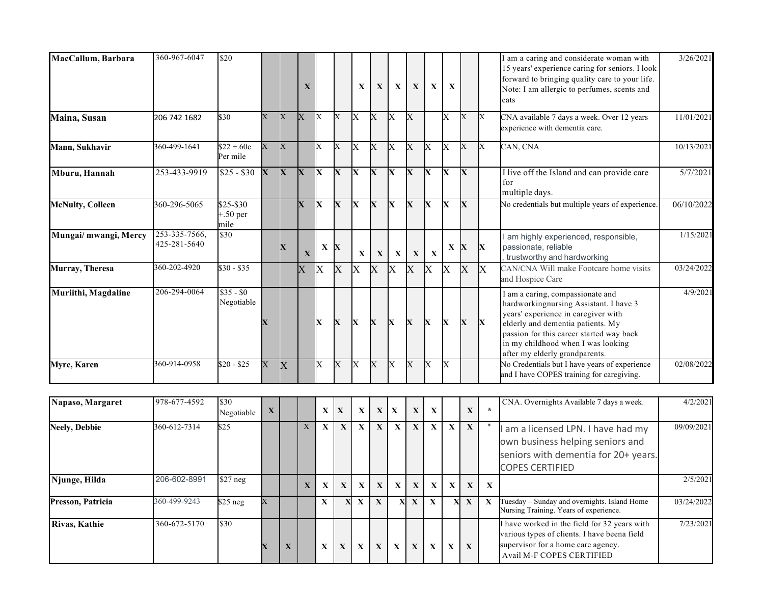| | | | | | | | | | | | | | | | | | |
|---|---|---|---|---|---|---|---|---|---|---|---|---|---|---|---|---|---|
| **MacCallum, Barbara** | 360-967-6047 | $20 | | | X | | | X | X | X | X | X | X | | | I am a caring and considerate woman with 15 years' experience caring for seniors. I look forward to bringing quality care to your life. Note: I am allergic to perfumes, scents and cats | 3/26/2021 |
| **Maina, Susan** | 206 742 1682 | $30 | X | X | X | X | X | X | X | X | X | | X | X | X | CNA available 7 days a week. Over 12 years experience with dementia care. | 11/01/2021 |
| **Mann, Sukhavir** | 360-499-1641 | $22 +.60c Per mile | X | X | | X | X | X | X | X | X | X | X | X | X | CAN, CNA | 10/13/2021 |
| **Mburu, Hannah** | 253-433-9919 | $25 - $30 | X | X | X | X | X | X | X | X | X | X | X | X | | I live off the Island and can provide care for multiple days. | 5/7/2021 |
| **McNulty, Colleen** | 360-296-5065 | $25-$30 +.50 per mile | | | X | X | X | X | X | X | X | X | X | X | | No credentials but multiple years of experience. | 06/10/2022 |
| **Mungai/ mwangi, Mercy** | 253-335-7566, 425-281-5640 | $30 | | X | X | X | X | X | X | X | X | X | X | X | X | I am highly experienced, responsible, passionate, reliable , trustworthy and hardworking | 1/15/2021 |
| **Murray, Theresa** | 360-202-4920 | $30 - $35 | | | X | X | X | X | X | X | X | X | X | X | X | CAN/CNA Will make Footcare home visits and Hospice Care | 03/24/2022 |
| **Muriithi, Magdaline** | 206-294-0064 | $35 - $0 Negotiable | X | | | X | X | X | X | X | X | X | X | X | X | I am a caring, compassionate and hardworkingnursing Assistant. I have 3 years' experience in caregiver with elderly and dementia patients. My passion for this career started way back in my childhood when I was looking after my elderly grandparents. | 4/9/2021 |
| **Myre, Karen** | 360-914-0958 | $20 - $25 | X | X | | X | X | X | X | X | X | X | X | | | No Credentials but I have years of experience and I have COPES training for caregiving. | 02/08/2022 |
| **Napaso, Margaret** | 978-677-4592 | $30 Negotiable | X | | | X | X | X | X | X | X | X | | X | * | CNA. Overnights Available 7 days a week. | 4/2/2021 |
| **Neely, Debbie** | 360-612-7314 | $25 | | | X | X | X | X | X | X | X | X | X | X | * | I am a licensed LPN. I have had my own business helping seniors and seniors with dementia for 20+ years. COPES CERTIFIED | 09/09/2021 |
| **Njunge, Hilda** | 206-602-8991 | $27 neg | | | X | X | X | X | X | X | X | X | X | X | X | | 2/5/2021 |
| **Presson, Patricia** | 360-499-9243 | $25 neg | X | | | X | X | X | X | X | X | X | X | X | X | Tuesday – Sunday and overnights. Island Home Nursing Training. Years of experience. | 03/24/2022 |
| **Rivas, Kathie** | 360-672-5170 | $30 | X | X | | X | X | X | X | X | X | X | X | X | | I have worked in the field for 32 years with various types of clients. I have beena field supervisor for a home care agency. Avail M-F COPES CERTIFIED | 7/23/2021 |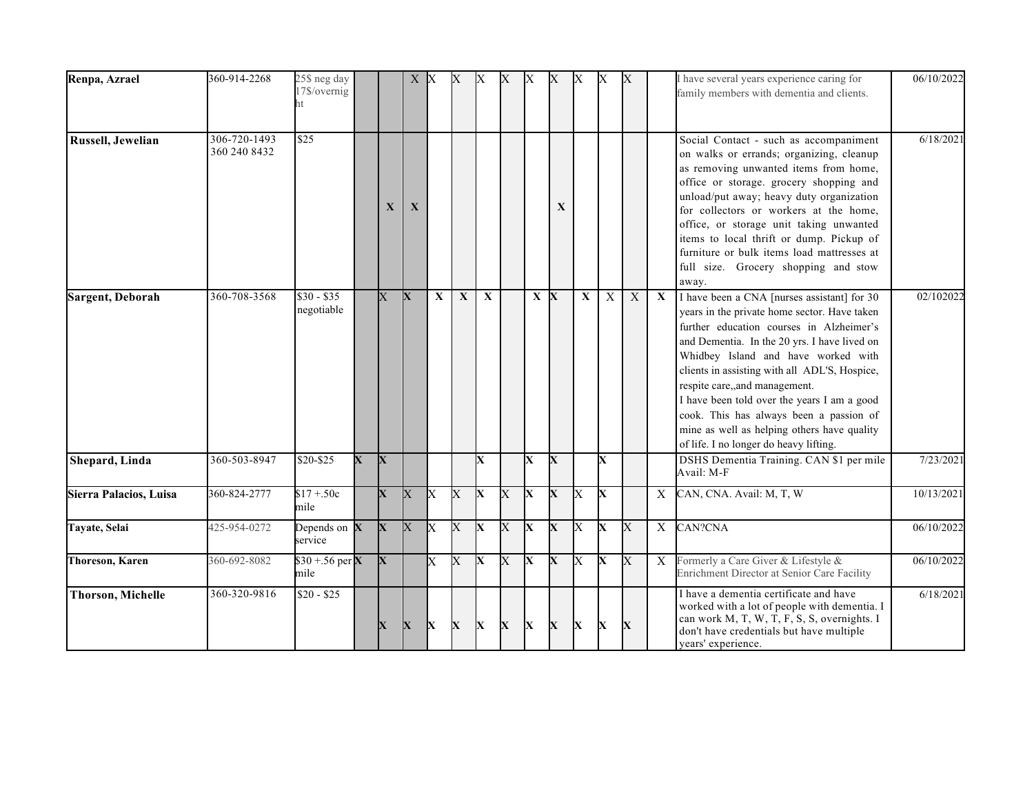| | | | | | | | | | | | | | | | | | |
|---|---|---|---|---|---|---|---|---|---|---|---|---|---|---|---|---|---|
| **Renpa, Azrael** | 360-914-2268 | 25$ neg day 17$/overnight | | | X | X | X | X | X | X | X | X | X | X | | I have several years experience caring for family members with dementia and clients. | 06/10/2022 |
| **Russell, Jewelian** | 306-720-1493 360 240 8432 | $25 | | X | X | | | | | | X | | | | | Social Contact - such as accompaniment on walks or errands; organizing, cleanup as removing unwanted items from home, office or storage. grocery shopping and unload/put away; heavy duty organization for collectors or workers at the home, office, or storage unit taking unwanted items to local thrift or dump. Pickup of furniture or bulk items load mattresses at full size. Grocery shopping and stow away. | 6/18/2021 |
| **Sargent, Deborah** | 360-708-3568 | $30 - $35 negotiable | | X | X | X | X | X | | X | X | X | X | X | X | I have been a CNA [nurses assistant] for 30 years in the private home sector. Have taken further education courses in Alzheimer's and Dementia. In the 20 yrs. I have lived on Whidbey Island and have worked with clients in assisting with all ADL'S, Hospice, respite care,,and management. I have been told over the years I am a good cook. This has always been a passion of mine as well as helping others have quality of life. I no longer do heavy lifting. | 02/102022 |
| **Shepard, Linda** | 360-503-8947 | $20-$25 | X | X | | | | X | | X | X | | X | | | DSHS Dementia Training. CAN $1 per mile Avail: M-F | 7/23/2021 |
| **Sierra Palacios, Luisa** | 360-824-2777 | $17 +.50c mile | | X | X | X | X | X | X | X | X | X | X | | X | CAN, CNA. Avail: M, T, W | 10/13/2021 |
| **Tayate, Selai** | 425-954-0272 | Depends on service | X | X | X | X | X | X | X | X | X | X | X | X | X | CAN?CNA | 06/10/2022 |
| **Thoreson, Karen** | 360-692-8082 | $30 +.56 per mile | X | X | | X | X | X | X | X | X | X | X | X | X | Formerly a Care Giver & Lifestyle & Enrichment Director at Senior Care Facility | 06/10/2022 |
| **Thorson, Michelle** | 360-320-9816 | $20 - $25 | | X | X | X | X | X | X | X | X | X | X | X | | I have a dementia certificate and have worked with a lot of people with dementia. I can work M, T, W, T, F, S, S, overnights. I don't have credentials but have multiple years' experience. | 6/18/2021 |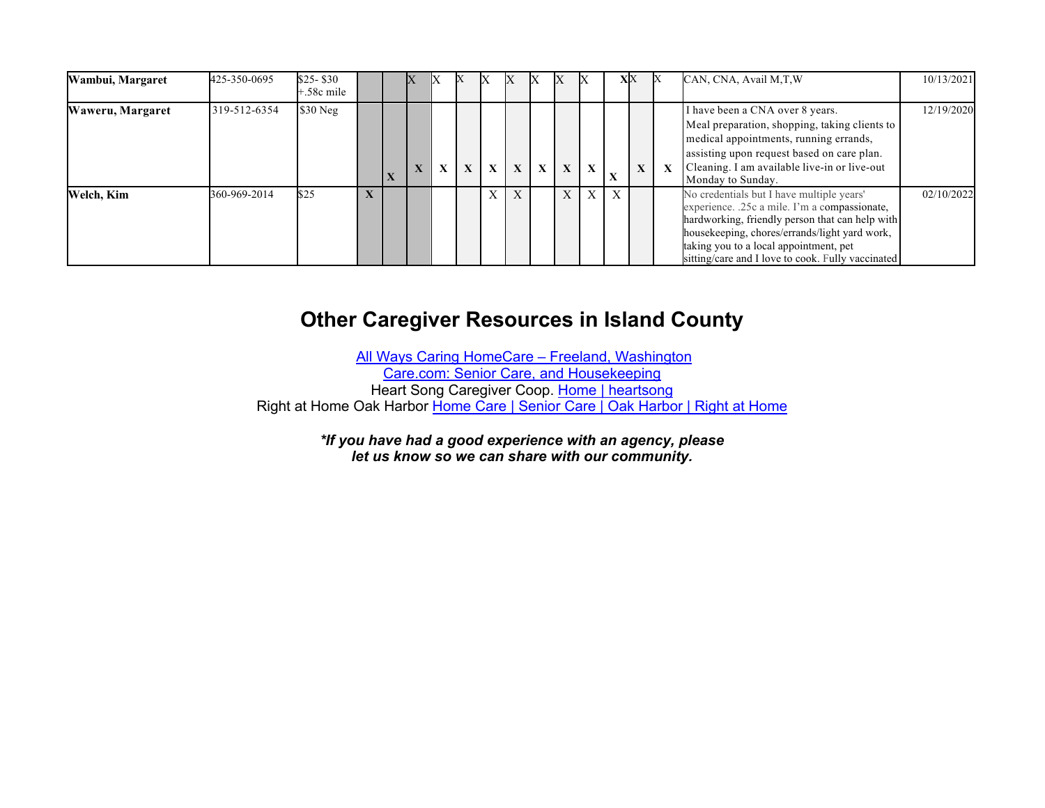| | | | | | | | | | | | | | | | | | |
|---|---|---|---|---|---|---|---|---|---|---|---|---|---|---|---|---|---|
| **Wambui, Margaret** | 425-350-0695 | $25- $30 +.58c mile | | | X | X | X | X | X | X | X | X | X | X | X | CAN, CNA, Avail M,T,W | 10/13/2021 |
| **Waweru, Margaret** | 319-512-6354 | $30 Neg | | X | X | X | X | X | X | X | X | X | X | X | X | I have been a CNA over 8 years. Meal preparation, shopping, taking clients to medical appointments, running errands, assisting upon request based on care plan. Cleaning. I am available live-in or live-out Monday to Sunday. | 12/19/2020 |
| **Welch, Kim** | 360-969-2014 | $25 | X | | | | | X | X | | X | X | X | | | No credentials but I have multiple years' experience. .25c a mile. I'm a compassionate, hardworking, friendly person that can help with housekeeping, chores/errands/light yard work, taking you to a local appointment, pet sitting/care and I love to cook. Fully vaccinated | 02/10/2022 |

## Other Caregiver Resources in Island County

All Ways Caring HomeCare – Freeland, Washington

Care.com: Senior Care, and Housekeeping

Heart Song Caregiver Coop. Home | heartsong

Right at Home Oak Harbor Home Care | Senior Care | Oak Harbor | Right at Home

***If you have had a good experience with an agency, please let us know so we can share with our community.***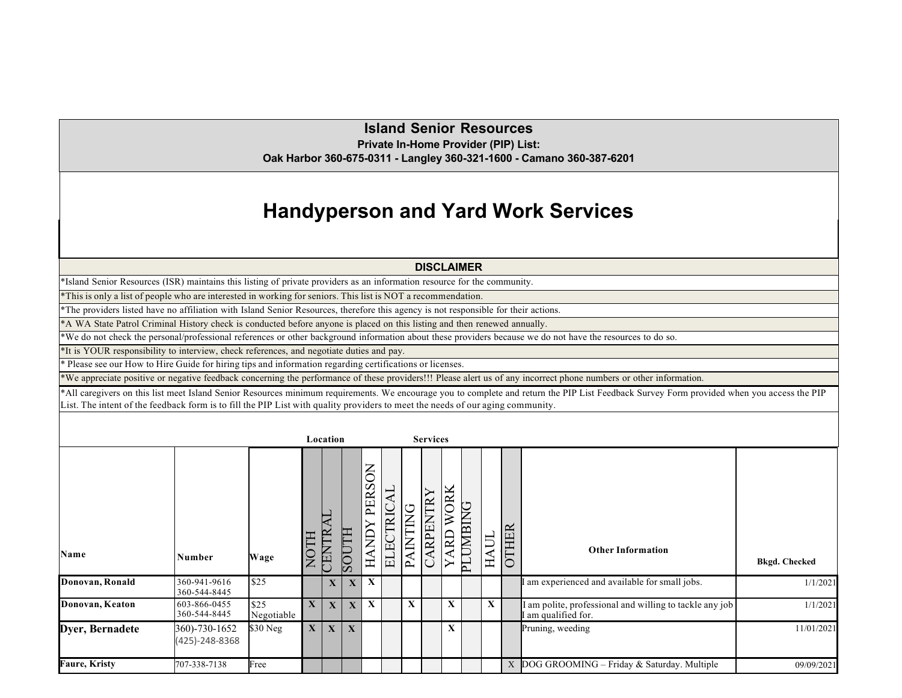# Island Senior Resources

**Private In-Home Provider (PIP) List:**

**Oak Harbor 360-675-0311 - Langley 360-321-1600 - Camano 360-387-6201**

# Handyperson and Yard Work Services

**DISCLAIMER**

*Island Senior Resources (ISR) maintains this listing of private providers as an information resource for the community.

*This is only a list of people who are interested in working for seniors. This list is NOT a recommendation.

*The providers listed have no affiliation with Island Senior Resources, therefore this agency is not responsible for their actions.

*A WA State Patrol Criminal History check is conducted before anyone is placed on this listing and then renewed annually.

*We do not check the personal/professional references or other background information about these providers because we do not have the resources to do so.

*It is YOUR responsibility to interview, check references, and negotiate duties and pay.

* Please see our How to Hire Guide for hiring tips and information regarding certifications or licenses.

*We appreciate positive or negative feedback concerning the performance of these providers!!! Please alert us of any incorrect phone numbers or other information.

*All caregivers on this list meet Island Senior Resources minimum requirements. We encourage you to complete and return the PIP List Feedback Survey Form provided when you access the PIP List. The intent of the feedback form is to fill the PIP List with quality providers to meet the needs of our aging community.

| | | | Location | | | Services | | | | | | | | | |
|---|---|---|---|---|---|---|---|---|---|---|---|---|---|---|---|
| Name | Number | Wage | NOTH | CENTRAL | SOUTH | HANDY PERSON | ELECTRICAL | PAINTING | CARPENTRY | YARD WORK | PLUMBING | HAUL | OTHER | Other Information | Bkgd. Checked |
| **Donovan, Ronald** | 360-941-9616<br>360-544-8445 | $25 | | X | X | X | | | | | | | | I am experienced and available for small jobs. | 1/1/2021 |
| **Donovan, Keaton** | 603-866-0455<br>360-544-8445 | $25 Negotiable | X | X | X | X | | X | | X | | X | | I am polite, professional and willing to tackle any job I am qualified for. | 1/1/2021 |
| **Dyer, Bernadete** | 360)-730-1652<br>(425)-248-8368 | $30 Neg | X | X | X | | | | | X | | | | Pruning, weeding | 11/01/2021 |
| **Faure, Kristy** | 707-338-7138 | Free | | | | | | | | | | | X | DOG GROOMING – Friday & Saturday. Multiple | 09/09/2021 |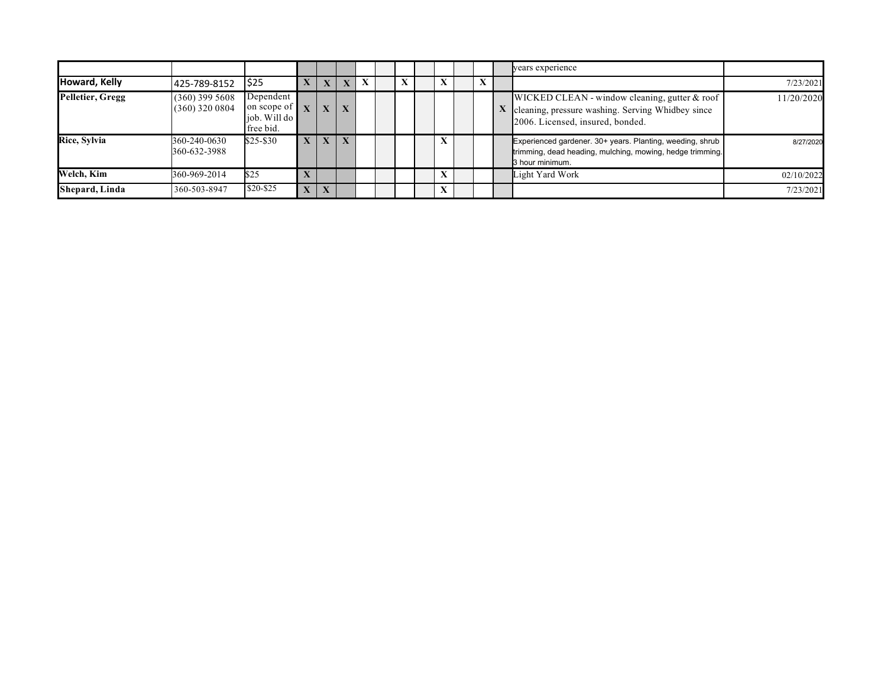| | | | | | | | | | | | | | | | |
|---|---|---|---|---|---|---|---|---|---|---|---|---|---|---|---|
| | | | | | | | | | | | | | | years experience | |
| **Howard, Kelly** | 425-789-8152 | $25 | X | X | X | X | | X | | X | | X | | | 7/23/2021 |
| **Pelletier, Gregg** | (360) 399 5608<br>(360) 320 0804 | Dependent on scope of job. Will do free bid. | X | X | X | | | | | | | | X | WICKED CLEAN - window cleaning, gutter & roof cleaning, pressure washing. Serving Whidbey since 2006. Licensed, insured, bonded. | 11/20/2020 |
| **Rice, Sylvia** | 360-240-0630<br>360-632-3988 | $25-$30 | X | X | X | | | | | X | | | | Experienced gardener. 30+ years. Planting, weeding, shrub trimming, dead heading, mulching, mowing, hedge trimming. 3 hour minimum. | 8/27/2020 |
| **Welch, Kim** | 360-969-2014 | $25 | X | | | | | | | X | | | | Light Yard Work | 02/10/2022 |
| **Shepard, Linda** | 360-503-8947 | $20-$25 | X | X | | | | | | X | | | | | 7/23/2021 |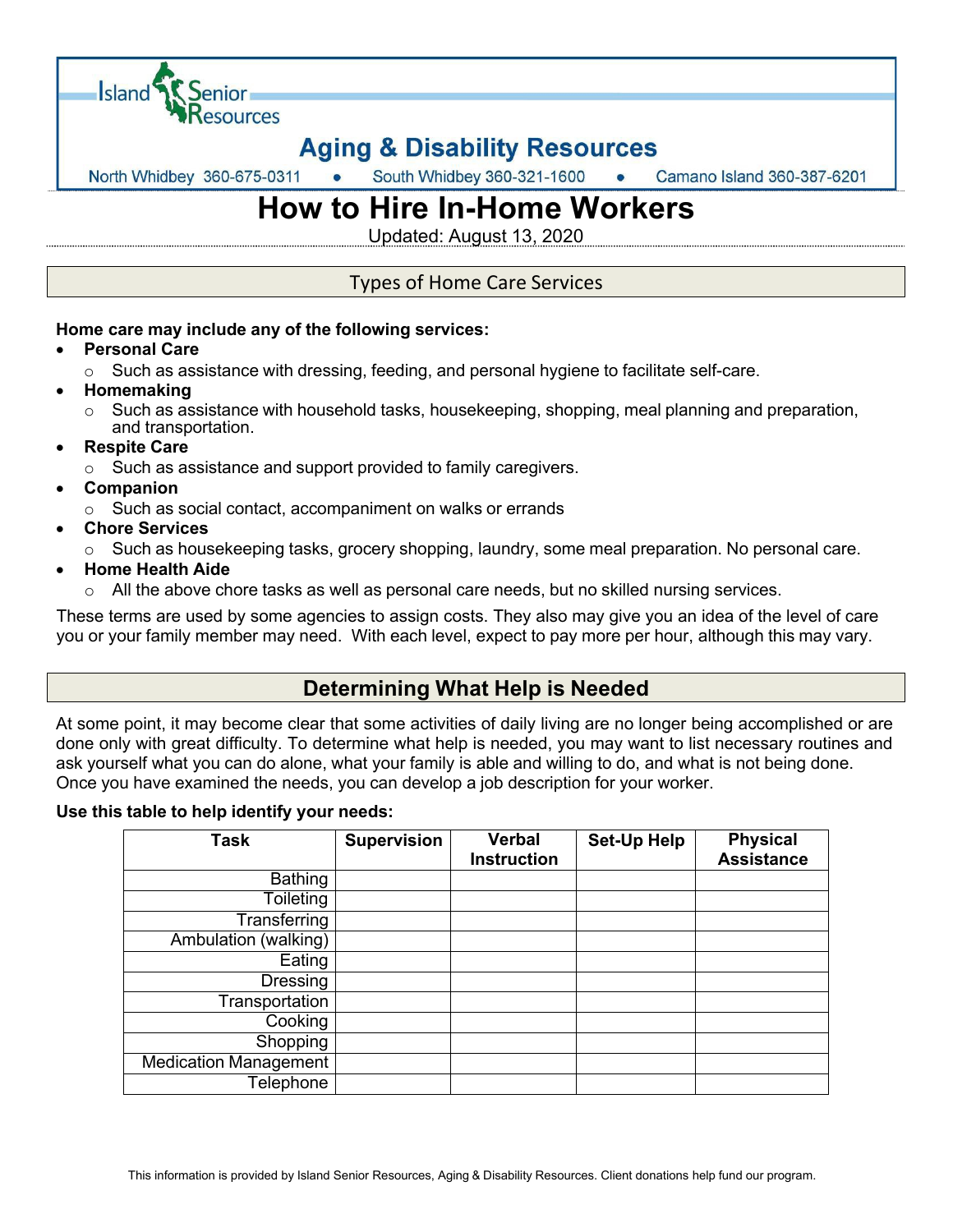# How to Hire In-Home Workers

Updated: August 13, 2020

## Types of Home Care Services

**Home care may include any of the following services:**

- **Personal Care**
  - Such as assistance with dressing, feeding, and personal hygiene to facilitate self-care.
- **Homemaking**
  - Such as assistance with household tasks, housekeeping, shopping, meal planning and preparation, and transportation.
- **Respite Care**
  - Such as assistance and support provided to family caregivers.
- **Companion**
  - Such as social contact, accompaniment on walks or errands
- **Chore Services**
  - Such as housekeeping tasks, grocery shopping, laundry, some meal preparation. No personal care.
- **Home Health Aide**
  - All the above chore tasks as well as personal care needs, but no skilled nursing services.

These terms are used by some agencies to assign costs. They also may give you an idea of the level of care you or your family member may need. With each level, expect to pay more per hour, although this may vary.

## Determining What Help is Needed

At some point, it may become clear that some activities of daily living are no longer being accomplished or are done only with great difficulty. To determine what help is needed, you may want to list necessary routines and ask yourself what you can do alone, what your family is able and willing to do, and what is not being done. Once you have examined the needs, you can develop a job description for your worker.

**Use this table to help identify your needs:**

| Task | Supervision | Verbal Instruction | Set-Up Help | Physical Assistance |
|---:|---|---|---|---|
| Bathing | | | | |
| Toileting | | | | |
| Transferring | | | | |
| Ambulation (walking) | | | | |
| Eating | | | | |
| Dressing | | | | |
| Transportation | | | | |
| Cooking | | | | |
| Shopping | | | | |
| Medication Management | | | | |
| Telephone | | | | |

This information is provided by Island Senior Resources, Aging & Disability Resources. Client donations help fund our program.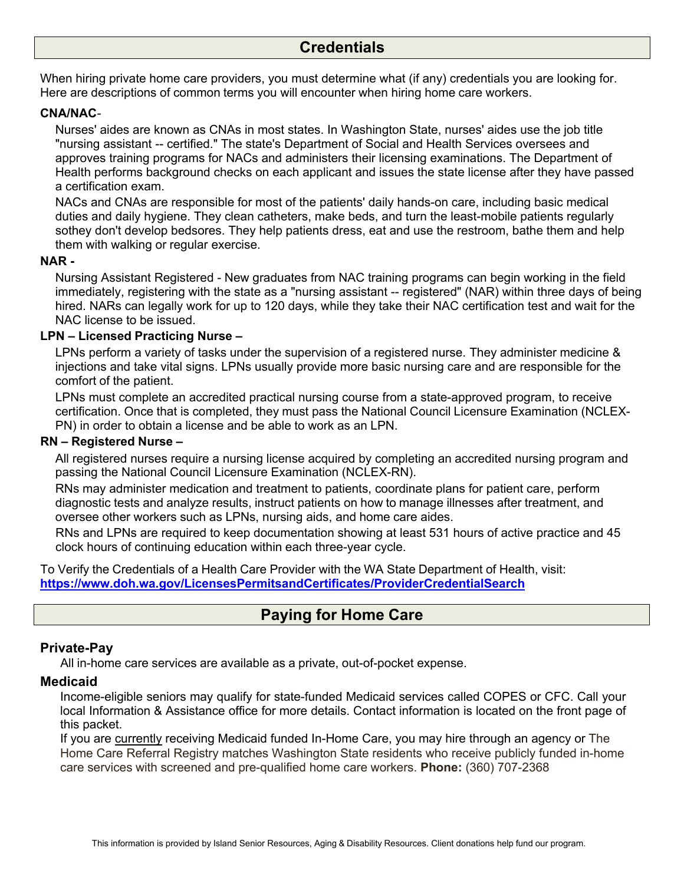## Credentials

When hiring private home care providers, you must determine what (if any) credentials you are looking for. Here are descriptions of common terms you will encounter when hiring home care workers.

**CNA/NAC**-

Nurses' aides are known as CNAs in most states. In Washington State, nurses' aides use the job title "nursing assistant -- certified." The state's Department of Social and Health Services oversees and approves training programs for NACs and administers their licensing examinations. The Department of Health performs background checks on each applicant and issues the state license after they have passed a certification exam.

NACs and CNAs are responsible for most of the patients' daily hands-on care, including basic medical duties and daily hygiene. They clean catheters, make beds, and turn the least-mobile patients regularly sothey don't develop bedsores. They help patients dress, eat and use the restroom, bathe them and help them with walking or regular exercise.

**NAR -**

Nursing Assistant Registered - New graduates from NAC training programs can begin working in the field immediately, registering with the state as a "nursing assistant -- registered" (NAR) within three days of being hired. NARs can legally work for up to 120 days, while they take their NAC certification test and wait for the NAC license to be issued.

**LPN – Licensed Practicing Nurse –**

LPNs perform a variety of tasks under the supervision of a registered nurse. They administer medicine & injections and take vital signs. LPNs usually provide more basic nursing care and are responsible for the comfort of the patient.

LPNs must complete an accredited practical nursing course from a state-approved program, to receive certification. Once that is completed, they must pass the National Council Licensure Examination (NCLEX-PN) in order to obtain a license and be able to work as an LPN.

**RN – Registered Nurse –**

All registered nurses require a nursing license acquired by completing an accredited nursing program and passing the National Council Licensure Examination (NCLEX-RN).

RNs may administer medication and treatment to patients, coordinate plans for patient care, perform diagnostic tests and analyze results, instruct patients on how to manage illnesses after treatment, and oversee other workers such as LPNs, nursing aids, and home care aides.

RNs and LPNs are required to keep documentation showing at least 531 hours of active practice and 45 clock hours of continuing education within each three-year cycle.

To Verify the Credentials of a Health Care Provider with the WA State Department of Health, visit:
**https://www.doh.wa.gov/LicensesPermitsandCertificates/ProviderCredentialSearch**

## Paying for Home Care

### Private-Pay

All in-home care services are available as a private, out-of-pocket expense.

### Medicaid

Income-eligible seniors may qualify for state-funded Medicaid services called COPES or CFC. Call your local Information & Assistance office for more details. Contact information is located on the front page of this packet.

If you are currently receiving Medicaid funded In-Home Care, you may hire through an agency or The Home Care Referral Registry matches Washington State residents who receive publicly funded in-home care services with screened and pre-qualified home care workers. **Phone:** (360) 707-2368

This information is provided by Island Senior Resources, Aging & Disability Resources. Client donations help fund our program.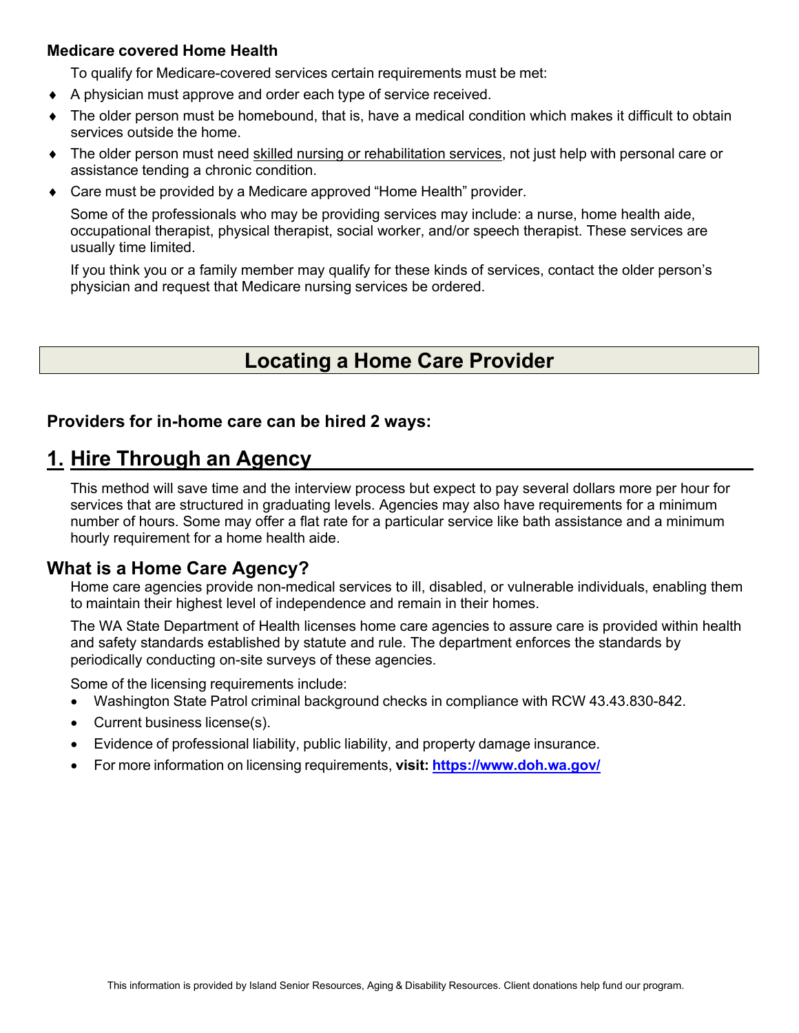**Medicare covered Home Health**

To qualify for Medicare-covered services certain requirements must be met:

- A physician must approve and order each type of service received.
- The older person must be homebound, that is, have a medical condition which makes it difficult to obtain services outside the home.
- The older person must need skilled nursing or rehabilitation services, not just help with personal care or assistance tending a chronic condition.
- Care must be provided by a Medicare approved "Home Health" provider.

Some of the professionals who may be providing services may include: a nurse, home health aide, occupational therapist, physical therapist, social worker, and/or speech therapist. These services are usually time limited.

If you think you or a family member may qualify for these kinds of services, contact the older person's physician and request that Medicare nursing services be ordered.

## Locating a Home Care Provider

**Providers for in-home care can be hired 2 ways:**

### 1. Hire Through an Agency

This method will save time and the interview process but expect to pay several dollars more per hour for services that are structured in graduating levels. Agencies may also have requirements for a minimum number of hours. Some may offer a flat rate for a particular service like bath assistance and a minimum hourly requirement for a home health aide.

### What is a Home Care Agency?

Home care agencies provide non-medical services to ill, disabled, or vulnerable individuals, enabling them to maintain their highest level of independence and remain in their homes.

The WA State Department of Health licenses home care agencies to assure care is provided within health and safety standards established by statute and rule. The department enforces the standards by periodically conducting on-site surveys of these agencies.

Some of the licensing requirements include:

- Washington State Patrol criminal background checks in compliance with RCW 43.43.830-842.
- Current business license(s).
- Evidence of professional liability, public liability, and property damage insurance.
- For more information on licensing requirements, **visit:** **https://www.doh.wa.gov/**

This information is provided by Island Senior Resources, Aging & Disability Resources. Client donations help fund our program.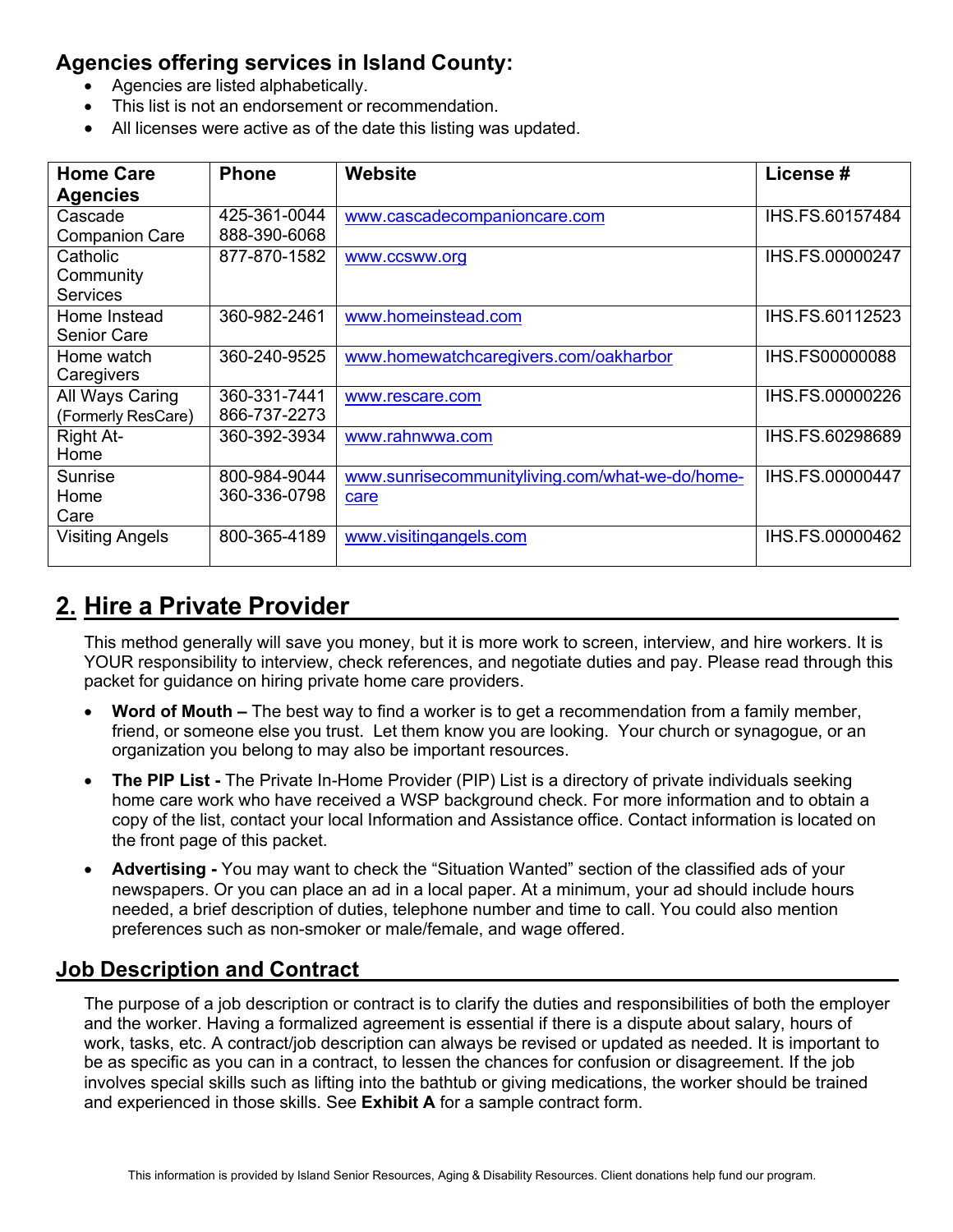## Agencies offering services in Island County:

- Agencies are listed alphabetically.
- This list is not an endorsement or recommendation.
- All licenses were active as of the date this listing was updated.

| Home Care Agencies | Phone | Website | License # |
|---|---|---|---|
| Cascade Companion Care | 425-361-0044<br>888-390-6068 | www.cascadecompanioncare.com | IHS.FS.60157484 |
| Catholic Community Services | 877-870-1582 | www.ccsww.org | IHS.FS.00000247 |
| Home Instead Senior Care | 360-982-2461 | www.homeinstead.com | IHS.FS.60112523 |
| Home watch Caregivers | 360-240-9525 | www.homewatchcaregivers.com/oakharbor | IHS.FS00000088 |
| All Ways Caring (Formerly ResCare) | 360-331-7441<br>866-737-2273 | www.rescare.com | IHS.FS.00000226 |
| Right At-Home | 360-392-3934 | www.rahnwwa.com | IHS.FS.60298689 |
| Sunrise Home Care | 800-984-9044<br>360-336-0798 | www.sunrisecommunityliving.com/what-we-do/home-care | IHS.FS.00000447 |
| Visiting Angels | 800-365-4189 | www.visitingangels.com | IHS.FS.00000462 |

## 2. Hire a Private Provider

This method generally will save you money, but it is more work to screen, interview, and hire workers. It is YOUR responsibility to interview, check references, and negotiate duties and pay. Please read through this packet for guidance on hiring private home care providers.

- **Word of Mouth –** The best way to find a worker is to get a recommendation from a family member, friend, or someone else you trust. Let them know you are looking. Your church or synagogue, or an organization you belong to may also be important resources.
- **The PIP List -** The Private In-Home Provider (PIP) List is a directory of private individuals seeking home care work who have received a WSP background check. For more information and to obtain a copy of the list, contact your local Information and Assistance office. Contact information is located on the front page of this packet.
- **Advertising -** You may want to check the "Situation Wanted" section of the classified ads of your newspapers. Or you can place an ad in a local paper. At a minimum, your ad should include hours needed, a brief description of duties, telephone number and time to call. You could also mention preferences such as non-smoker or male/female, and wage offered.

## Job Description and Contract

The purpose of a job description or contract is to clarify the duties and responsibilities of both the employer and the worker. Having a formalized agreement is essential if there is a dispute about salary, hours of work, tasks, etc. A contract/job description can always be revised or updated as needed. It is important to be as specific as you can in a contract, to lessen the chances for confusion or disagreement. If the job involves special skills such as lifting into the bathtub or giving medications, the worker should be trained and experienced in those skills. See **Exhibit A** for a sample contract form.

This information is provided by Island Senior Resources, Aging & Disability Resources. Client donations help fund our program.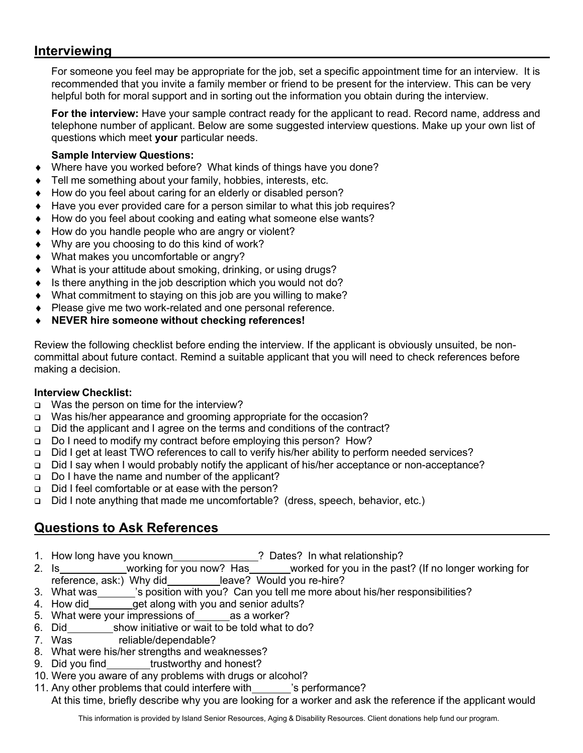## Interviewing

For someone you feel may be appropriate for the job, set a specific appointment time for an interview. It is recommended that you invite a family member or friend to be present for the interview. This can be very helpful both for moral support and in sorting out the information you obtain during the interview.

**For the interview:** Have your sample contract ready for the applicant to read. Record name, address and telephone number of applicant. Below are some suggested interview questions. Make up your own list of questions which meet **your** particular needs.

**Sample Interview Questions:**

- Where have you worked before? What kinds of things have you done?
- Tell me something about your family, hobbies, interests, etc.
- How do you feel about caring for an elderly or disabled person?
- Have you ever provided care for a person similar to what this job requires?
- How do you feel about cooking and eating what someone else wants?
- How do you handle people who are angry or violent?
- Why are you choosing to do this kind of work?
- What makes you uncomfortable or angry?
- What is your attitude about smoking, drinking, or using drugs?
- Is there anything in the job description which you would not do?
- What commitment to staying on this job are you willing to make?
- Please give me two work-related and one personal reference.
- **NEVER hire someone without checking references!**

Review the following checklist before ending the interview. If the applicant is obviously unsuited, be non-committal about future contact. Remind a suitable applicant that you will need to check references before making a decision.

**Interview Checklist:**

- ☐ Was the person on time for the interview?
- ☐ Was his/her appearance and grooming appropriate for the occasion?
- ☐ Did the applicant and I agree on the terms and conditions of the contract?
- ☐ Do I need to modify my contract before employing this person? How?
- ☐ Did I get at least TWO references to call to verify his/her ability to perform needed services?
- ☐ Did I say when I would probably notify the applicant of his/her acceptance or non-acceptance?
- ☐ Do I have the name and number of the applicant?
- ☐ Did I feel comfortable or at ease with the person?
- ☐ Did I note anything that made me uncomfortable? (dress, speech, behavior, etc.)

## Questions to Ask References

1. How long have you known _______________? Dates? In what relationship?
2. Is ___________ working for you now? Has _______ worked for you in the past? (If no longer working for reference, ask:) Why did _________ leave? Would you re-hire?
3. What was _______'s position with you? Can you tell me more about his/her responsibilities?
4. How did ________ get along with you and senior adults?
5. What were your impressions of ______ as a worker?
6. Did ________ show initiative or wait to be told what to do?
7. Was ________ reliable/dependable?
8. What were his/her strengths and weaknesses?
9. Did you find ________ trustworthy and honest?
10. Were you aware of any problems with drugs or alcohol?
11. Any other problems that could interfere with _______'s performance?
    At this time, briefly describe why you are looking for a worker and ask the reference if the applicant would

This information is provided by Island Senior Resources, Aging & Disability Resources. Client donations help fund our program.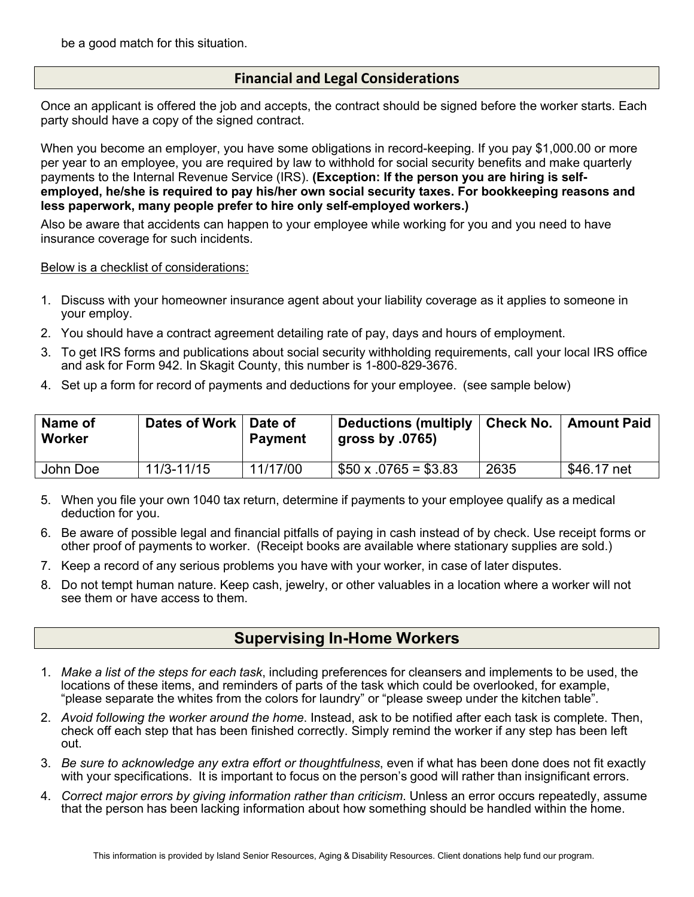be a good match for this situation.

## Financial and Legal Considerations

Once an applicant is offered the job and accepts, the contract should be signed before the worker starts. Each party should have a copy of the signed contract.

When you become an employer, you have some obligations in record-keeping. If you pay $1,000.00 or more per year to an employee, you are required by law to withhold for social security benefits and make quarterly payments to the Internal Revenue Service (IRS). **(Exception: If the person you are hiring is self-employed, he/she is required to pay his/her own social security taxes. For bookkeeping reasons and less paperwork, many people prefer to hire only self-employed workers.)**

Also be aware that accidents can happen to your employee while working for you and you need to have insurance coverage for such incidents.

Below is a checklist of considerations:

1. Discuss with your homeowner insurance agent about your liability coverage as it applies to someone in your employ.
2. You should have a contract agreement detailing rate of pay, days and hours of employment.
3. To get IRS forms and publications about social security withholding requirements, call your local IRS office and ask for Form 942. In Skagit County, this number is 1-800-829-3676.
4. Set up a form for record of payments and deductions for your employee. (see sample below)

| Name of Worker | Dates of Work | Date of Payment | Deductions (multiply gross by .0765) | Check No. | Amount Paid |
|---|---|---|---|---|---|
| John Doe | 11/3-11/15 | 11/17/00 | $50 x .0765 = $3.83 | 2635 | $46.17 net |

5. When you file your own 1040 tax return, determine if payments to your employee qualify as a medical deduction for you.
6. Be aware of possible legal and financial pitfalls of paying in cash instead of by check. Use receipt forms or other proof of payments to worker. (Receipt books are available where stationary supplies are sold.)
7. Keep a record of any serious problems you have with your worker, in case of later disputes.
8. Do not tempt human nature. Keep cash, jewelry, or other valuables in a location where a worker will not see them or have access to them.

## Supervising In-Home Workers

1. *Make a list of the steps for each task*, including preferences for cleansers and implements to be used, the locations of these items, and reminders of parts of the task which could be overlooked, for example, "please separate the whites from the colors for laundry" or "please sweep under the kitchen table".
2. *Avoid following the worker around the home*. Instead, ask to be notified after each task is complete. Then, check off each step that has been finished correctly. Simply remind the worker if any step has been left out.
3. *Be sure to acknowledge any extra effort or thoughtfulness*, even if what has been done does not fit exactly with your specifications. It is important to focus on the person's good will rather than insignificant errors.
4. *Correct major errors by giving information rather than criticism*. Unless an error occurs repeatedly, assume that the person has been lacking information about how something should be handled within the home.

This information is provided by Island Senior Resources, Aging & Disability Resources. Client donations help fund our program.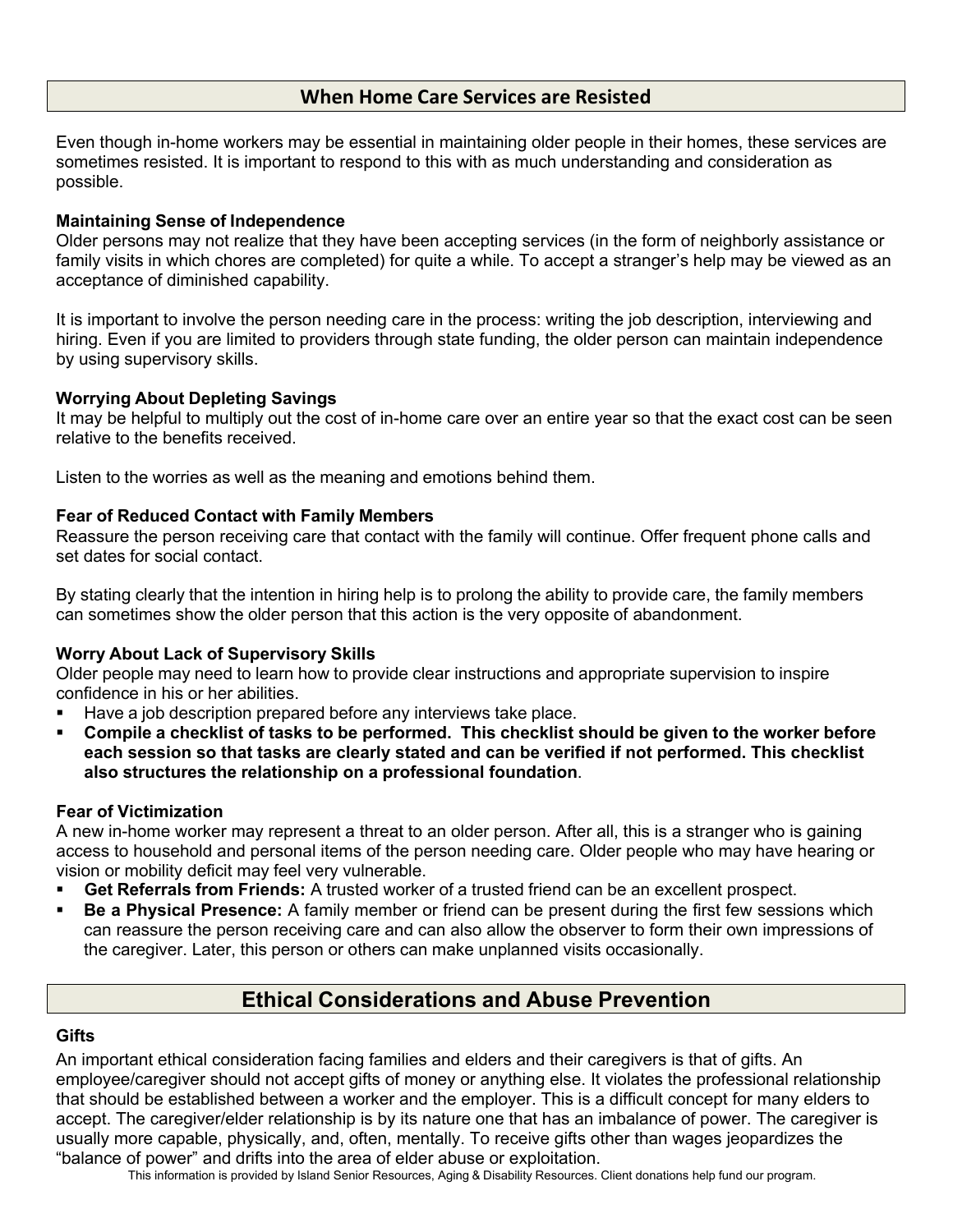## When Home Care Services are Resisted

Even though in-home workers may be essential in maintaining older people in their homes, these services are sometimes resisted. It is important to respond to this with as much understanding and consideration as possible.

**Maintaining Sense of Independence**

Older persons may not realize that they have been accepting services (in the form of neighborly assistance or family visits in which chores are completed) for quite a while. To accept a stranger's help may be viewed as an acceptance of diminished capability.

It is important to involve the person needing care in the process: writing the job description, interviewing and hiring. Even if you are limited to providers through state funding, the older person can maintain independence by using supervisory skills.

**Worrying About Depleting Savings**

It may be helpful to multiply out the cost of in-home care over an entire year so that the exact cost can be seen relative to the benefits received.

Listen to the worries as well as the meaning and emotions behind them.

**Fear of Reduced Contact with Family Members**

Reassure the person receiving care that contact with the family will continue. Offer frequent phone calls and set dates for social contact.

By stating clearly that the intention in hiring help is to prolong the ability to provide care, the family members can sometimes show the older person that this action is the very opposite of abandonment.

**Worry About Lack of Supervisory Skills**

Older people may need to learn how to provide clear instructions and appropriate supervision to inspire confidence in his or her abilities.

- Have a job description prepared before any interviews take place.
- **Compile a checklist of tasks to be performed. This checklist should be given to the worker before each session so that tasks are clearly stated and can be verified if not performed. This checklist also structures the relationship on a professional foundation**.

**Fear of Victimization**

A new in-home worker may represent a threat to an older person. After all, this is a stranger who is gaining access to household and personal items of the person needing care. Older people who may have hearing or vision or mobility deficit may feel very vulnerable.

- **Get Referrals from Friends:** A trusted worker of a trusted friend can be an excellent prospect.
- **Be a Physical Presence:** A family member or friend can be present during the first few sessions which can reassure the person receiving care and can also allow the observer to form their own impressions of the caregiver. Later, this person or others can make unplanned visits occasionally.

## Ethical Considerations and Abuse Prevention

**Gifts**

An important ethical consideration facing families and elders and their caregivers is that of gifts. An employee/caregiver should not accept gifts of money or anything else. It violates the professional relationship that should be established between a worker and the employer. This is a difficult concept for many elders to accept. The caregiver/elder relationship is by its nature one that has an imbalance of power. The caregiver is usually more capable, physically, and, often, mentally. To receive gifts other than wages jeopardizes the "balance of power" and drifts into the area of elder abuse or exploitation.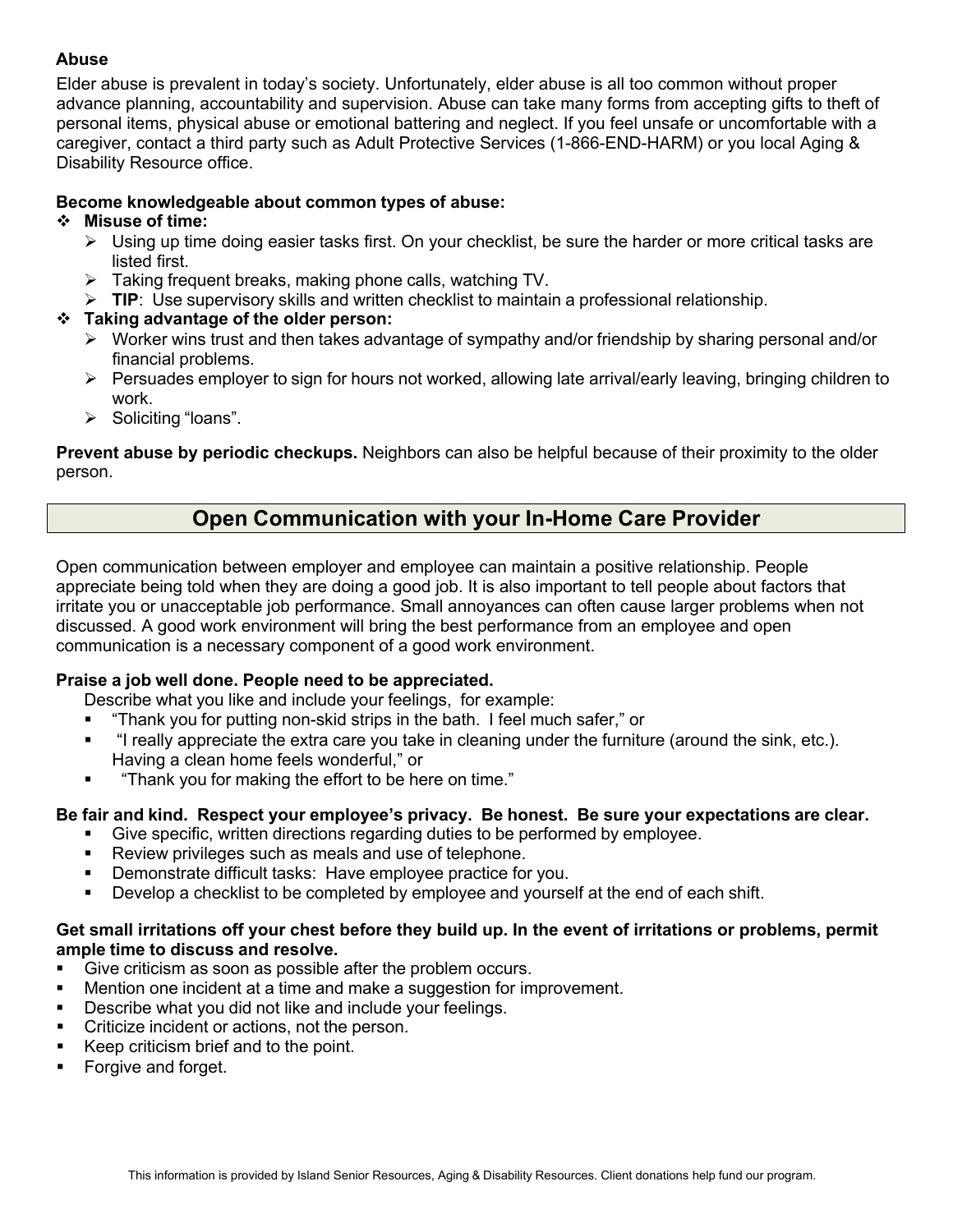### Abuse

Elder abuse is prevalent in today's society. Unfortunately, elder abuse is all too common without proper advance planning, accountability and supervision. Abuse can take many forms from accepting gifts to theft of personal items, physical abuse or emotional battering and neglect. If you feel unsafe or uncomfortable with a caregiver, contact a third party such as Adult Protective Services (1-866-END-HARM) or you local Aging & Disability Resource office.

**Become knowledgeable about common types of abuse:**

- **Misuse of time:**
  - Using up time doing easier tasks first. On your checklist, be sure the harder or more critical tasks are listed first.
  - Taking frequent breaks, making phone calls, watching TV.
  - **TIP**: Use supervisory skills and written checklist to maintain a professional relationship.
- **Taking advantage of the older person:**
  - Worker wins trust and then takes advantage of sympathy and/or friendship by sharing personal and/or financial problems.
  - Persuades employer to sign for hours not worked, allowing late arrival/early leaving, bringing children to work.
  - Soliciting "loans".

**Prevent abuse by periodic checkups.** Neighbors can also be helpful because of their proximity to the older person.

## Open Communication with your In-Home Care Provider

Open communication between employer and employee can maintain a positive relationship. People appreciate being told when they are doing a good job. It is also important to tell people about factors that irritate you or unacceptable job performance. Small annoyances can often cause larger problems when not discussed. A good work environment will bring the best performance from an employee and open communication is a necessary component of a good work environment.

**Praise a job well done. People need to be appreciated.**

Describe what you like and include your feelings, for example:

- "Thank you for putting non-skid strips in the bath. I feel much safer," or
- "I really appreciate the extra care you take in cleaning under the furniture (around the sink, etc.). Having a clean home feels wonderful," or
- "Thank you for making the effort to be here on time."

**Be fair and kind. Respect your employee's privacy. Be honest. Be sure your expectations are clear.**

- Give specific, written directions regarding duties to be performed by employee.
- Review privileges such as meals and use of telephone.
- Demonstrate difficult tasks: Have employee practice for you.
- Develop a checklist to be completed by employee and yourself at the end of each shift.

**Get small irritations off your chest before they build up. In the event of irritations or problems, permit ample time to discuss and resolve.**

- Give criticism as soon as possible after the problem occurs.
- Mention one incident at a time and make a suggestion for improvement.
- Describe what you did not like and include your feelings.
- Criticize incident or actions, not the person.
- Keep criticism brief and to the point.
- Forgive and forget.

This information is provided by Island Senior Resources, Aging & Disability Resources. Client donations help fund our program.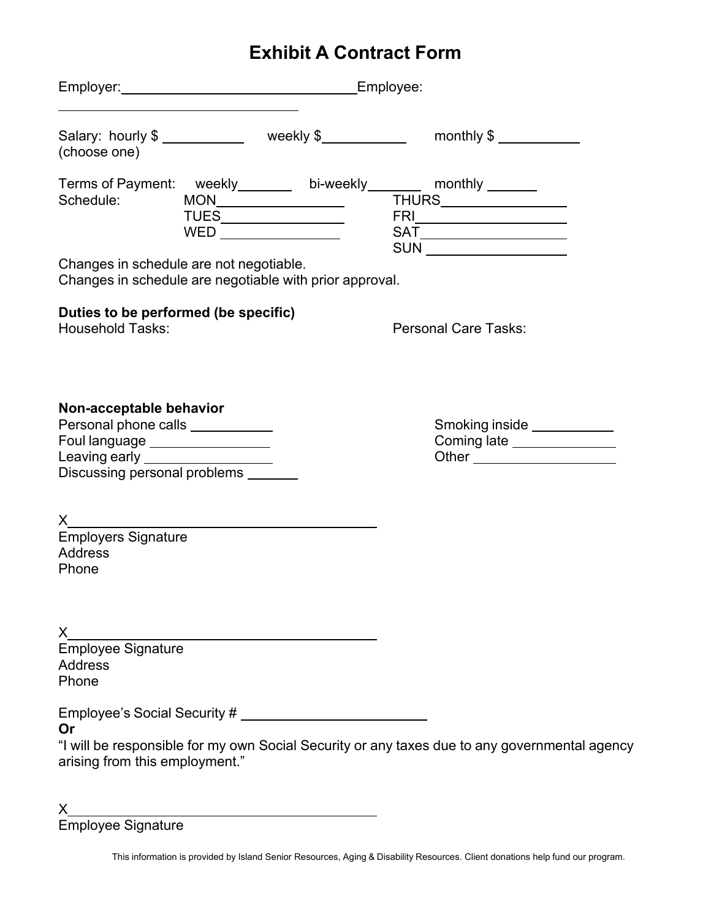# Exhibit A Contract Form

Employer: ______________________________ Employee: ______________________________

Salary: hourly $ __________ weekly $__________ monthly $ __________
(choose one)

Terms of Payment: weekly_______ bi-weekly_______ monthly ______

Schedule:

MON________________ THURS________________
TUES________________ FRI________________
WED ________________ SAT________________
SUN ________________

Changes in schedule are not negotiable.
Changes in schedule are negotiable with prior approval.

**Duties to be performed (be specific)**

Household Tasks:

Personal Care Tasks:

**Non-acceptable behavior**

Personal phone calls __________
Foul language ______________
Leaving early ______________
Discussing personal problems ______
Smoking inside __________
Coming late ____________
Other ________________

X______________________________________
Employers Signature
Address
Phone

X______________________________________
Employee Signature
Address
Phone

Employee's Social Security # ______________________
**Or**
"I will be responsible for my own Social Security or any taxes due to any governmental agency arising from this employment."

X______________________________________
Employee Signature

This information is provided by Island Senior Resources, Aging & Disability Resources. Client donations help fund our program.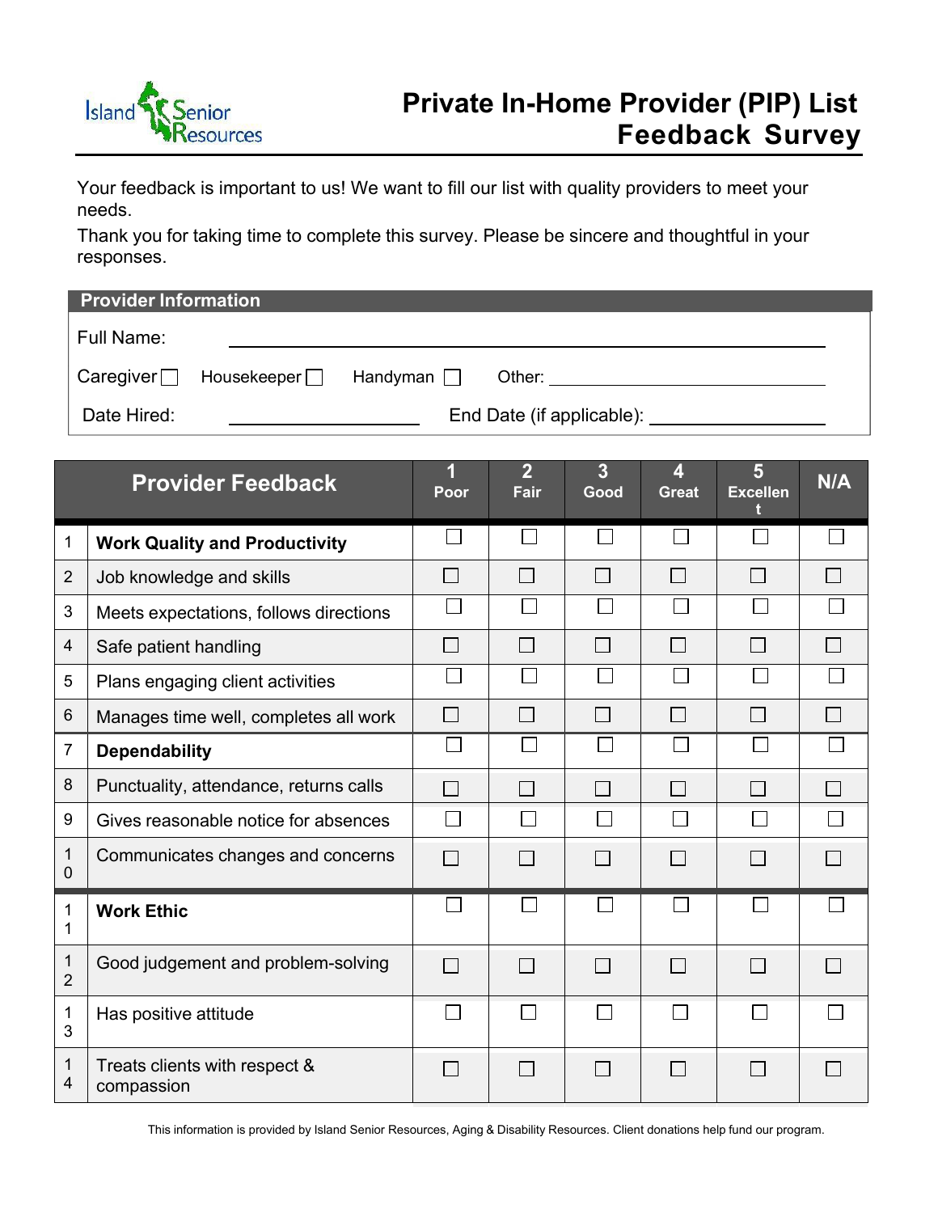Island Senior Resources

# Private In-Home Provider (PIP) List Feedback Survey

Your feedback is important to us! We want to fill our list with quality providers to meet your needs.

Thank you for taking time to complete this survey. Please be sincere and thoughtful in your responses.

## Provider Information

Full Name: ______________________________

Caregiver ☐ Housekeeper ☐ Handyman ☐ Other: ______________________

Date Hired: ______________ End Date (if applicable): ______________

| | Provider Feedback | 1 Poor | 2 Fair | 3 Good | 4 Great | 5 Excellent | N/A |
|---|---|---|---|---|---|---|---|
| 1 | **Work Quality and Productivity** | ☐ | ☐ | ☐ | ☐ | ☐ | ☐ |
| 2 | Job knowledge and skills | ☐ | ☐ | ☐ | ☐ | ☐ | ☐ |
| 3 | Meets expectations, follows directions | ☐ | ☐ | ☐ | ☐ | ☐ | ☐ |
| 4 | Safe patient handling | ☐ | ☐ | ☐ | ☐ | ☐ | ☐ |
| 5 | Plans engaging client activities | ☐ | ☐ | ☐ | ☐ | ☐ | ☐ |
| 6 | Manages time well, completes all work | ☐ | ☐ | ☐ | ☐ | ☐ | ☐ |
| 7 | **Dependability** | ☐ | ☐ | ☐ | ☐ | ☐ | ☐ |
| 8 | Punctuality, attendance, returns calls | ☐ | ☐ | ☐ | ☐ | ☐ | ☐ |
| 9 | Gives reasonable notice for absences | ☐ | ☐ | ☐ | ☐ | ☐ | ☐ |
| 10 | Communicates changes and concerns | ☐ | ☐ | ☐ | ☐ | ☐ | ☐ |
| 11 | **Work Ethic** | ☐ | ☐ | ☐ | ☐ | ☐ | ☐ |
| 12 | Good judgement and problem-solving | ☐ | ☐ | ☐ | ☐ | ☐ | ☐ |
| 13 | Has positive attitude | ☐ | ☐ | ☐ | ☐ | ☐ | ☐ |
| 14 | Treats clients with respect & compassion | ☐ | ☐ | ☐ | ☐ | ☐ | ☐ |

This information is provided by Island Senior Resources, Aging & Disability Resources. Client donations help fund our program.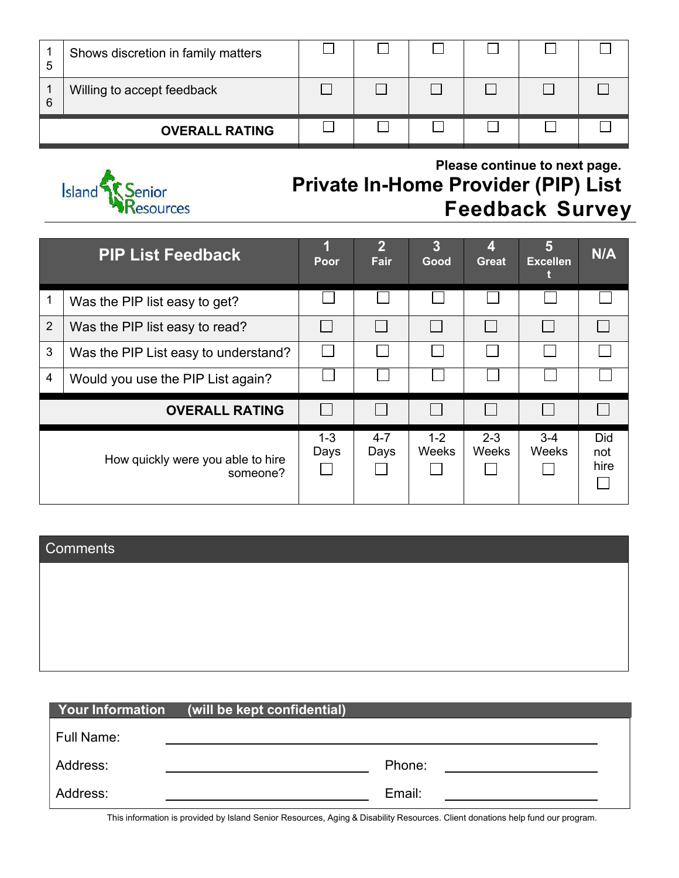| | | | | | | | |
|---|---|---|---|---|---|---|---|
| 15 | Shows discretion in family matters | ☐ | ☐ | ☐ | ☐ | ☐ | ☐ |
| 16 | Willing to accept feedback | ☐ | ☐ | ☐ | ☐ | ☐ | ☐ |
| | **OVERALL RATING** | ☐ | ☐ | ☐ | ☐ | ☐ | ☐ |

**Please continue to next page.**

Island Senior Resources

# Private In-Home Provider (PIP) List Feedback Survey

| PIP List Feedback | | 1 Poor | 2 Fair | 3 Good | 4 Great | 5 Excellent | N/A |
|---|---|---|---|---|---|---|---|
| 1 | Was the PIP list easy to get? | ☐ | ☐ | ☐ | ☐ | ☐ | ☐ |
| 2 | Was the PIP list easy to read? | ☐ | ☐ | ☐ | ☐ | ☐ | ☐ |
| 3 | Was the PIP List easy to understand? | ☐ | ☐ | ☐ | ☐ | ☐ | ☐ |
| 4 | Would you use the PIP List again? | ☐ | ☐ | ☐ | ☐ | ☐ | ☐ |
| | **OVERALL RATING** | ☐ | ☐ | ☐ | ☐ | ☐ | ☐ |
| | How quickly were you able to hire someone? | 1-3 Days ☐ | 4-7 Days ☐ | 1-2 Weeks ☐ | 2-3 Weeks ☐ | 3-4 Weeks ☐ | Did not hire ☐ |

## Comments

## Your Information (will be kept confidential)

Full Name: ____________________

Address: ____________________ Phone: ____________________

Address: ____________________ Email: ____________________

This information is provided by Island Senior Resources, Aging & Disability Resources. Client donations help fund our program.